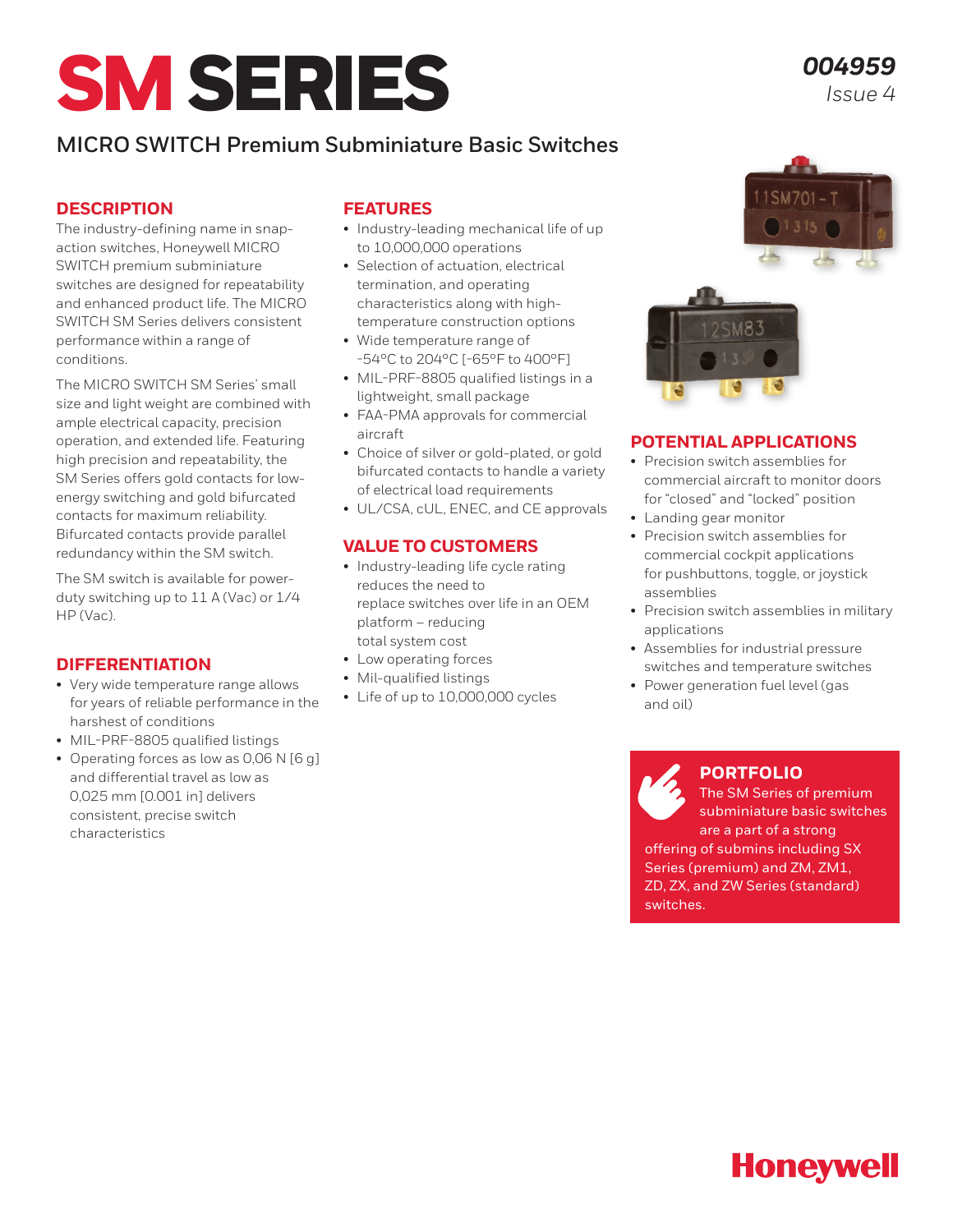# SM SERIES

*004959*
*Issue 4*

## MICRO SWITCH Premium Subminiature Basic Switches

## DESCRIPTION

The industry-defining name in snap-action switches, Honeywell MICRO SWITCH premium subminiature switches are designed for repeatability and enhanced product life. The MICRO SWITCH SM Series delivers consistent performance within a range of conditions.

The MICRO SWITCH SM Series' small size and light weight are combined with ample electrical capacity, precision operation, and extended life. Featuring high precision and repeatability, the SM Series offers gold contacts for low-energy switching and gold bifurcated contacts for maximum reliability. Bifurcated contacts provide parallel redundancy within the SM switch.

The SM switch is available for power-duty switching up to 11 A (Vac) or 1/4 HP (Vac).

## DIFFERENTIATION

- Very wide temperature range allows for years of reliable performance in the harshest of conditions
- MIL-PRF-8805 qualified listings
- Operating forces as low as 0,06 N [6 g] and differential travel as low as 0,025 mm [0.001 in] delivers consistent, precise switch characteristics

## FEATURES

- Industry-leading mechanical life of up to 10,000,000 operations
- Selection of actuation, electrical termination, and operating characteristics along with high-temperature construction options
- Wide temperature range of -54°C to 204°C [-65°F to 400°F]
- MIL-PRF-8805 qualified listings in a lightweight, small package
- FAA-PMA approvals for commercial aircraft
- Choice of silver or gold-plated, or gold bifurcated contacts to handle a variety of electrical load requirements
- UL/CSA, cUL, ENEC, and CE approvals

## VALUE TO CUSTOMERS

- Industry-leading life cycle rating reduces the need to replace switches over life in an OEM platform – reducing total system cost
- Low operating forces
- Mil-qualified listings
- Life of up to 10,000,000 cycles

## POTENTIAL APPLICATIONS

- Precision switch assemblies for commercial aircraft to monitor doors for "closed" and "locked" position
- Landing gear monitor
- Precision switch assemblies for commercial cockpit applications for pushbuttons, toggle, or joystick assemblies
- Precision switch assemblies in military applications
- Assemblies for industrial pressure switches and temperature switches
- Power generation fuel level (gas and oil)

### PORTFOLIO

The SM Series of premium subminiature basic switches are a part of a strong offering of submins including SX Series (premium) and ZM, ZM1, ZD, ZX, and ZW Series (standard) switches.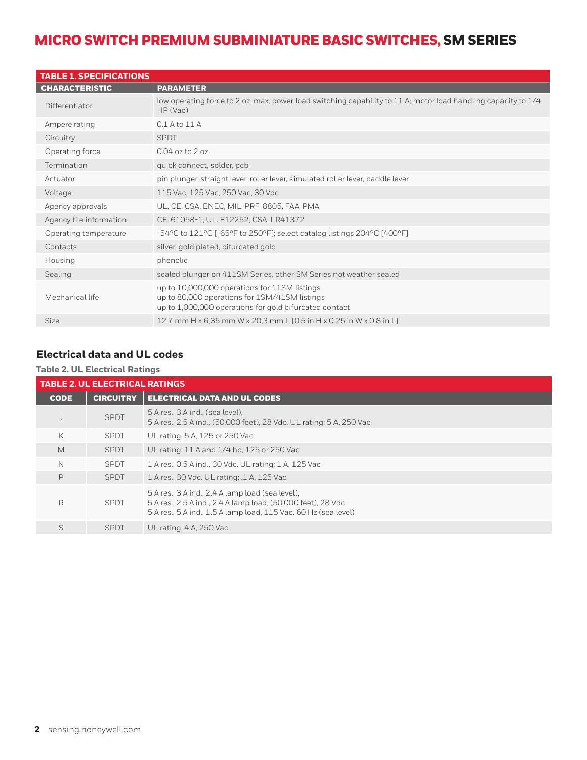# MICRO SWITCH PREMIUM SUBMINIATURE BASIC SWITCHES, SM SERIES

| TABLE 1. SPECIFICATIONS | |
|---|---|
| **CHARACTERISTIC** | **PARAMETER** |
| Differentiator | low operating force to 2 oz. max; power load switching capability to 11 A; motor load handling capacity to 1/4 HP (Vac) |
| Ampere rating | 0.1 A to 11 A |
| Circuitry | SPDT |
| Operating force | 0.04 oz to 2 oz |
| Termination | quick connect, solder, pcb |
| Actuator | pin plunger, straight lever, roller lever, simulated roller lever, paddle lever |
| Voltage | 115 Vac, 125 Vac, 250 Vac, 30 Vdc |
| Agency approvals | UL, CE, CSA, ENEC, MIL-PRF-8805, FAA-PMA |
| Agency file information | CE: 61058-1; UL: E12252; CSA: LR41372 |
| Operating temperature | -54°C to 121°C [-65°F to 250°F]; select catalog listings 204°C [400°F] |
| Contacts | silver, gold plated, bifurcated gold |
| Housing | phenolic |
| Sealing | sealed plunger on 411SM Series, other SM Series not weather sealed |
| Mechanical life | up to 10,000,000 operations for 11SM listings<br>up to 80,000 operations for 1SM/41SM listings<br>up to 1,000,000 operations for gold bifurcated contact |
| Size | 12,7 mm H x 6,35 mm W x 20,3 mm L [0.5 in H x 0.25 in W x 0.8 in L] |

## Electrical data and UL codes

**Table 2. UL Electrical Ratings**

| TABLE 2. UL ELECTRICAL RATINGS | | |
|---|---|---|
| **CODE** | **CIRCUITRY** | **ELECTRICAL DATA AND UL CODES** |
| J | SPDT | 5 A res., 3 A ind., (sea level),<br>5 A res., 2.5 A ind., (50,000 feet), 28 Vdc. UL rating: 5 A, 250 Vac |
| K | SPDT | UL rating: 5 A, 125 or 250 Vac |
| M | SPDT | UL rating: 11 A and 1/4 hp, 125 or 250 Vac |
| N | SPDT | 1 A res., 0.5 A ind., 30 Vdc. UL rating: 1 A, 125 Vac |
| P | SPDT | 1 A res., 30 Vdc. UL rating: .1 A, 125 Vac |
| R | SPDT | 5 A res., 3 A ind., 2.4 A lamp load (sea level),<br>5 A res., 2.5 A ind., 2.4 A lamp load, (50,000 feet), 28 Vdc.<br>5 A res., 5 A ind., 1.5 A lamp load, 115 Vac. 60 Hz (sea level) |
| S | SPDT | UL rating: 4 A, 250 Vac |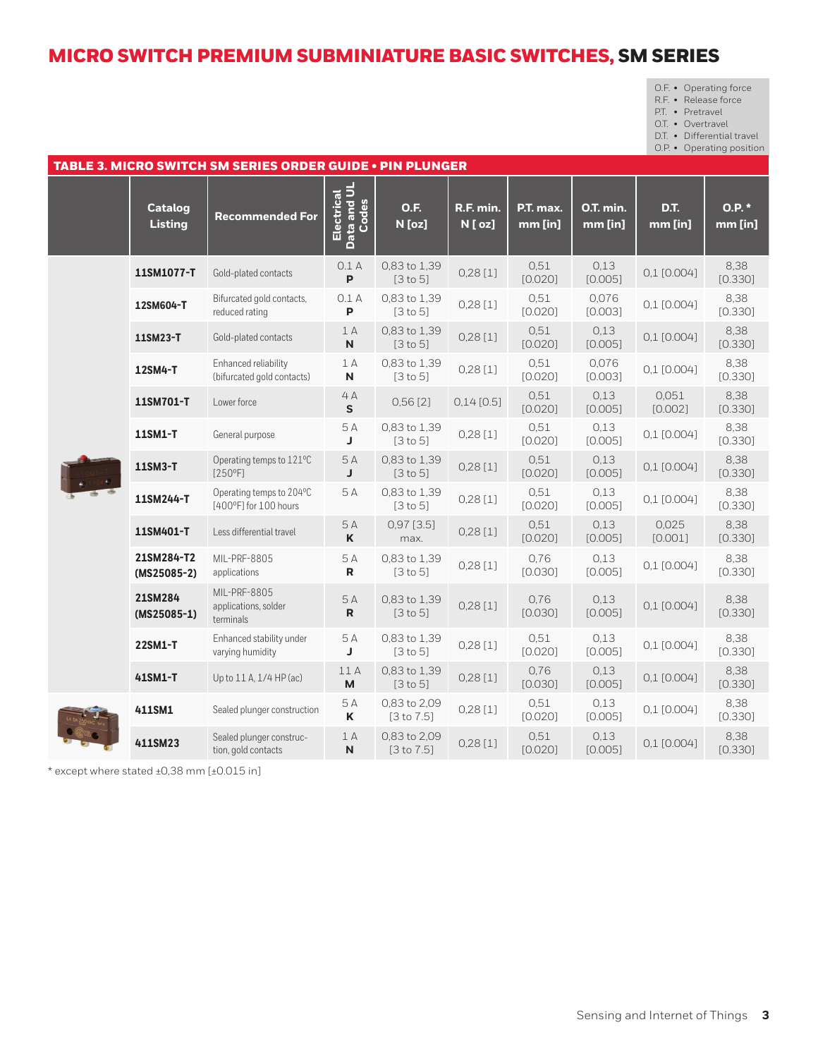# MICRO SWITCH PREMIUM SUBMINIATURE BASIC SWITCHES, SM SERIES

O.F. • Operating force
R.F. • Release force
P.T. • Pretravel
O.T. • Overtravel
D.T. • Differential travel
O.P. • Operating position

## TABLE 3. MICRO SWITCH SM SERIES ORDER GUIDE • PIN PLUNGER

| Catalog Listing | Recommended For | Electrical Data and UL Codes | O.F. N [oz] | R.F. min. N [ oz] | P.T. max. mm [in] | O.T. min. mm [in] | D.T. mm [in] | O.P. * mm [in] |
|---|---|---|---|---|---|---|---|---|
| **11SM1077-T** | Gold-plated contacts | 0.1 A **P** | 0,83 to 1,39 [3 to 5] | 0,28 [1] | 0,51 [0.020] | 0,13 [0.005] | 0,1 [0.004] | 8,38 [0.330] |
| **12SM604-T** | Bifurcated gold contacts, reduced rating | 0.1 A **P** | 0,83 to 1,39 [3 to 5] | 0,28 [1] | 0,51 [0.020] | 0,076 [0.003] | 0,1 [0.004] | 8,38 [0.330] |
| **11SM23-T** | Gold-plated contacts | 1 A **N** | 0,83 to 1,39 [3 to 5] | 0,28 [1] | 0,51 [0.020] | 0,13 [0.005] | 0,1 [0.004] | 8,38 [0.330] |
| **12SM4-T** | Enhanced reliability (bifurcated gold contacts) | 1 A **N** | 0,83 to 1,39 [3 to 5] | 0,28 [1] | 0,51 [0.020] | 0,076 [0.003] | 0,1 [0.004] | 8,38 [0.330] |
| **11SM701-T** | Lower force | 4 A **S** | 0,56 [2] | 0,14 [0.5] | 0,51 [0.020] | 0,13 [0.005] | 0,051 [0.002] | 8,38 [0.330] |
| **11SM1-T** | General purpose | 5 A **J** | 0,83 to 1,39 [3 to 5] | 0,28 [1] | 0,51 [0.020] | 0,13 [0.005] | 0,1 [0.004] | 8,38 [0.330] |
| **11SM3-T** | Operating temps to 121°C [250°F] | 5 A **J** | 0,83 to 1,39 [3 to 5] | 0,28 [1] | 0,51 [0.020] | 0,13 [0.005] | 0,1 [0.004] | 8,38 [0.330] |
| **11SM244-T** | Operating temps to 204°C [400°F] for 100 hours | 5 A | 0,83 to 1,39 [3 to 5] | 0,28 [1] | 0,51 [0.020] | 0,13 [0.005] | 0,1 [0.004] | 8,38 [0.330] |
| **11SM401-T** | Less differential travel | 5 A **K** | 0,97 [3.5] max. | 0,28 [1] | 0,51 [0.020] | 0,13 [0.005] | 0,025 [0.001] | 8,38 [0.330] |
| **21SM284-T2 (MS25085-2)** | MIL-PRF-8805 applications | 5 A **R** | 0,83 to 1,39 [3 to 5] | 0,28 [1] | 0,76 [0.030] | 0,13 [0.005] | 0,1 [0.004] | 8,38 [0.330] |
| **21SM284 (MS25085-1)** | MIL-PRF-8805 applications, solder terminals | 5 A **R** | 0,83 to 1,39 [3 to 5] | 0,28 [1] | 0,76 [0.030] | 0,13 [0.005] | 0,1 [0.004] | 8,38 [0.330] |
| **22SM1-T** | Enhanced stability under varying humidity | 5 A **J** | 0,83 to 1,39 [3 to 5] | 0,28 [1] | 0,51 [0.020] | 0,13 [0.005] | 0,1 [0.004] | 8,38 [0.330] |
| **41SM1-T** | Up to 11 A, 1/4 HP (ac) | 11 A **M** | 0,83 to 1,39 [3 to 5] | 0,28 [1] | 0,76 [0.030] | 0,13 [0.005] | 0,1 [0.004] | 8,38 [0.330] |
| **411SM1** | Sealed plunger construction | 5 A **K** | 0,83 to 2,09 [3 to 7.5] | 0,28 [1] | 0,51 [0.020] | 0,13 [0.005] | 0,1 [0.004] | 8,38 [0.330] |
| **411SM23** | Sealed plunger construction, gold contacts | 1 A **N** | 0,83 to 2,09 [3 to 7.5] | 0,28 [1] | 0,51 [0.020] | 0,13 [0.005] | 0,1 [0.004] | 8,38 [0.330] |

* except where stated ±0,38 mm [±0.015 in]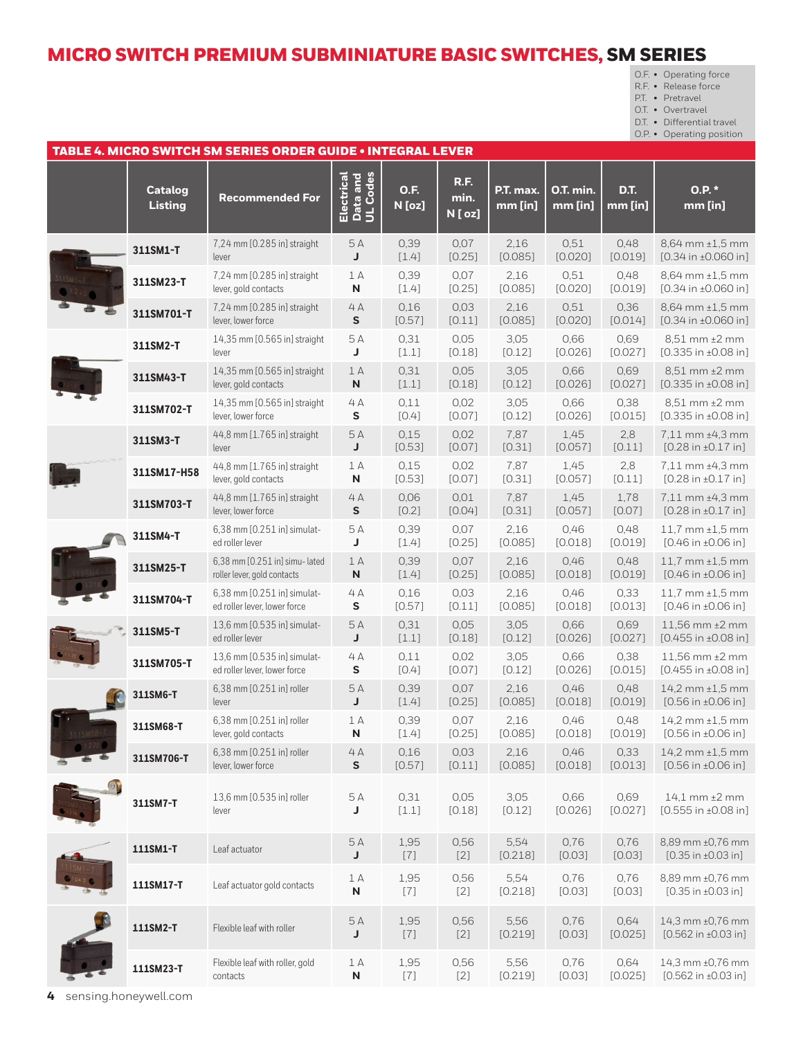# MICRO SWITCH PREMIUM SUBMINIATURE BASIC SWITCHES, SM SERIES

O.F. • Operating force
R.F. • Release force
P.T. • Pretravel
O.T. • Overtravel
D.T. • Differential travel
O.P. • Operating position

**TABLE 4. MICRO SWITCH SM SERIES ORDER GUIDE • INTEGRAL LEVER**

| | Catalog Listing | Recommended For | Electrical Data and UL Codes | O.F. N [oz] | R.F. min. N [oz] | P.T. max. mm [in] | O.T. min. mm [in] | D.T. mm [in] | O.P. * mm [in] |
|---|---|---|---|---|---|---|---|---|---|
| | 311SM1-T | 7,24 mm [0.285 in] straight lever | 5 A **J** | 0,39 [1.4] | 0,07 [0.25] | 2,16 [0.085] | 0,51 [0.020] | 0,48 [0.019] | 8,64 mm ±1,5 mm [0.34 in ±0.060 in] |
| | 311SM23-T | 7,24 mm [0.285 in] straight lever, gold contacts | 1 A **N** | 0,39 [1.4] | 0,07 [0.25] | 2,16 [0.085] | 0,51 [0.020] | 0,48 [0.019] | 8,64 mm ±1,5 mm [0.34 in ±0.060 in] |
| | 311SM701-T | 7,24 mm [0.285 in] straight lever, lower force | 4 A **S** | 0,16 [0.57] | 0,03 [0.11] | 2,16 [0.085] | 0,51 [0.020] | 0,36 [0.014] | 8,64 mm ±1,5 mm [0.34 in ±0.060 in] |
| | 311SM2-T | 14,35 mm [0.565 in] straight lever | 5 A **J** | 0,31 [1.1] | 0,05 [0.18] | 3,05 [0.12] | 0,66 [0.026] | 0,69 [0.027] | 8,51 mm ±2 mm [0.335 in ±0.08 in] |
| | 311SM43-T | 14,35 mm [0.565 in] straight lever, gold contacts | 1 A **N** | 0,31 [1.1] | 0,05 [0.18] | 3,05 [0.12] | 0,66 [0.026] | 0,69 [0.027] | 8,51 mm ±2 mm [0.335 in ±0.08 in] |
| | 311SM702-T | 14,35 mm [0.565 in] straight lever, lower force | 4 A **S** | 0,11 [0.4] | 0,02 [0.07] | 3,05 [0.12] | 0,66 [0.026] | 0,38 [0.015] | 8,51 mm ±2 mm [0.335 in ±0.08 in] |
| | 311SM3-T | 44,8 mm [1.765 in] straight lever | 5 A **J** | 0,15 [0.53] | 0,02 [0.07] | 7,87 [0.31] | 1,45 [0.057] | 2,8 [0.11] | 7,11 mm ±4,3 mm [0.28 in ±0.17 in] |
| | 311SM17-H58 | 44,8 mm [1.765 in] straight lever, gold contacts | 1 A **N** | 0,15 [0.53] | 0,02 [0.07] | 7,87 [0.31] | 1,45 [0.057] | 2,8 [0.11] | 7,11 mm ±4,3 mm [0.28 in ±0.17 in] |
| | 311SM703-T | 44,8 mm [1.765 in] straight lever, lower force | 4 A **S** | 0,06 [0.2] | 0,01 [0.04] | 7,87 [0.31] | 1,45 [0.057] | 1,78 [0.07] | 7,11 mm ±4,3 mm [0.28 in ±0.17 in] |
| | 311SM4-T | 6,38 mm [0.251 in] simulated roller lever | 5 A **J** | 0,39 [1.4] | 0,07 [0.25] | 2,16 [0.085] | 0,46 [0.018] | 0,48 [0.019] | 11,7 mm ±1,5 mm [0.46 in ±0.06 in] |
| | 311SM25-T | 6,38 mm [0.251 in] simu- lated roller lever, gold contacts | 1 A **N** | 0,39 [1.4] | 0,07 [0.25] | 2,16 [0.085] | 0,46 [0.018] | 0,48 [0.019] | 11,7 mm ±1,5 mm [0.46 in ±0.06 in] |
| | 311SM704-T | 6,38 mm [0.251 in] simulated roller lever, lower force | 4 A **S** | 0,16 [0.57] | 0,03 [0.11] | 2,16 [0.085] | 0,46 [0.018] | 0,33 [0.013] | 11,7 mm ±1,5 mm [0.46 in ±0.06 in] |
| | 311SM5-T | 13,6 mm [0.535 in] simulated roller lever | 5 A **J** | 0,31 [1.1] | 0,05 [0.18] | 3,05 [0.12] | 0,66 [0.026] | 0,69 [0.027] | 11,56 mm ±2 mm [0.455 in ±0.08 in] |
| | 311SM705-T | 13,6 mm [0.535 in] simulated roller lever, lower force | 4 A **S** | 0,11 [0.4] | 0,02 [0.07] | 3,05 [0.12] | 0,66 [0.026] | 0,38 [0.015] | 11,56 mm ±2 mm [0.455 in ±0.08 in] |
| | 311SM6-T | 6,38 mm [0.251 in] roller lever | 5 A **J** | 0,39 [1.4] | 0,07 [0.25] | 2,16 [0.085] | 0,46 [0.018] | 0,48 [0.019] | 14,2 mm ±1,5 mm [0.56 in ±0.06 in] |
| | 311SM68-T | 6,38 mm [0.251 in] roller lever, gold contacts | 1 A **N** | 0,39 [1.4] | 0,07 [0.25] | 2,16 [0.085] | 0,46 [0.018] | 0,48 [0.019] | 14,2 mm ±1,5 mm [0.56 in ±0.06 in] |
| | 311SM706-T | 6,38 mm [0.251 in] roller lever, lower force | 4 A **S** | 0,16 [0.57] | 0,03 [0.11] | 2,16 [0.085] | 0,46 [0.018] | 0,33 [0.013] | 14,2 mm ±1,5 mm [0.56 in ±0.06 in] |
| | 311SM7-T | 13,6 mm [0.535 in] roller lever | 5 A **J** | 0,31 [1.1] | 0,05 [0.18] | 3,05 [0.12] | 0,66 [0.026] | 0,69 [0.027] | 14,1 mm ±2 mm [0.555 in ±0.08 in] |
| | 111SM1-T | Leaf actuator | 5 A **J** | 1,95 [7] | 0,56 [2] | 5,54 [0.218] | 0,76 [0.03] | 0,76 [0.03] | 8,89 mm ±0,76 mm [0.35 in ±0.03 in] |
| | 111SM17-T | Leaf actuator gold contacts | 1 A **N** | 1,95 [7] | 0,56 [2] | 5,54 [0.218] | 0,76 [0.03] | 0,76 [0.03] | 8,89 mm ±0,76 mm [0.35 in ±0.03 in] |
| | 111SM2-T | Flexible leaf with roller | 5 A **J** | 1,95 [7] | 0,56 [2] | 5,56 [0.219] | 0,76 [0.03] | 0,64 [0.025] | 14,3 mm ±0,76 mm [0.562 in ±0.03 in] |
| | 111SM23-T | Flexible leaf with roller, gold contacts | 1 A **N** | 1,95 [7] | 0,56 [2] | 5,56 [0.219] | 0,76 [0.03] | 0,64 [0.025] | 14,3 mm ±0,76 mm [0.562 in ±0.03 in] |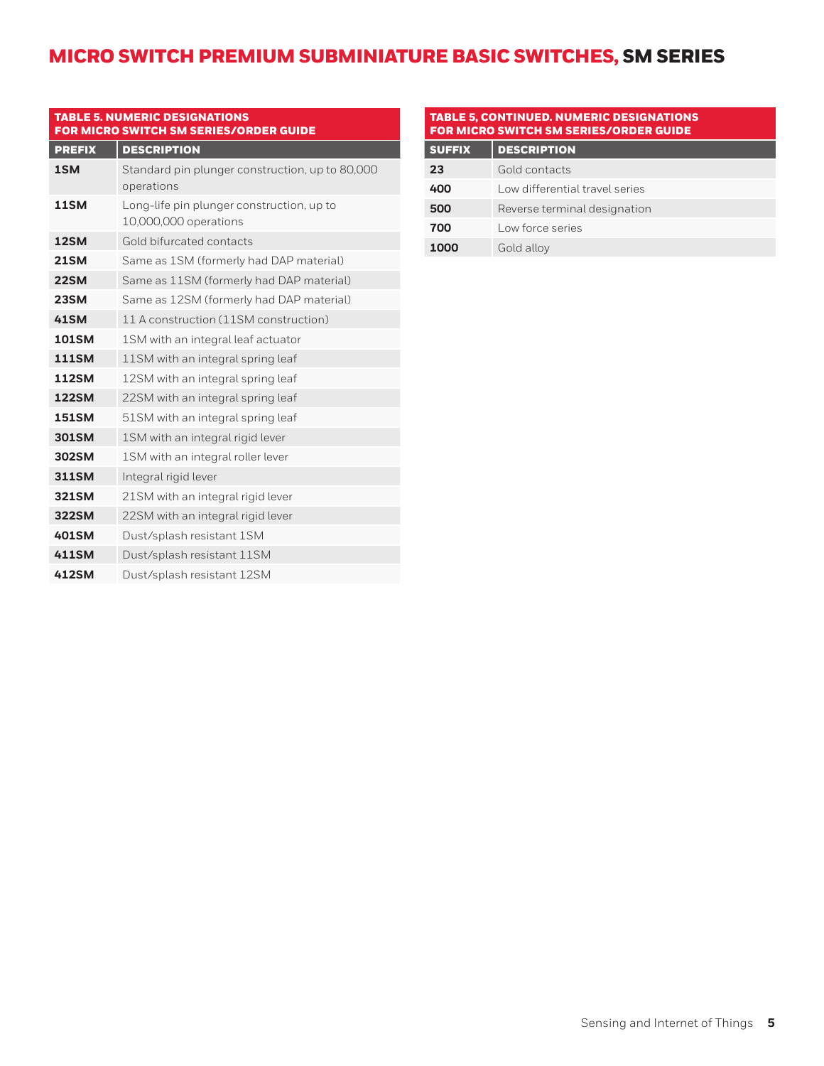# MICRO SWITCH PREMIUM SUBMINIATURE BASIC SWITCHES, SM SERIES

**TABLE 5. NUMERIC DESIGNATIONS FOR MICRO SWITCH SM SERIES/ORDER GUIDE**

| PREFIX | DESCRIPTION |
|---|---|
| **1SM** | Standard pin plunger construction, up to 80,000 operations |
| **11SM** | Long-life pin plunger construction, up to 10,000,000 operations |
| **12SM** | Gold bifurcated contacts |
| **21SM** | Same as 1SM (formerly had DAP material) |
| **22SM** | Same as 11SM (formerly had DAP material) |
| **23SM** | Same as 12SM (formerly had DAP material) |
| **41SM** | 11 A construction (11SM construction) |
| **101SM** | 1SM with an integral leaf actuator |
| **111SM** | 11SM with an integral spring leaf |
| **112SM** | 12SM with an integral spring leaf |
| **122SM** | 22SM with an integral spring leaf |
| **151SM** | 51SM with an integral spring leaf |
| **301SM** | 1SM with an integral rigid lever |
| **302SM** | 1SM with an integral roller lever |
| **311SM** | Integral rigid lever |
| **321SM** | 21SM with an integral rigid lever |
| **322SM** | 22SM with an integral rigid lever |
| **401SM** | Dust/splash resistant 1SM |
| **411SM** | Dust/splash resistant 11SM |
| **412SM** | Dust/splash resistant 12SM |

**TABLE 5, CONTINUED. NUMERIC DESIGNATIONS FOR MICRO SWITCH SM SERIES/ORDER GUIDE**

| SUFFIX | DESCRIPTION |
|---|---|
| **23** | Gold contacts |
| **400** | Low differential travel series |
| **500** | Reverse terminal designation |
| **700** | Low force series |
| **1000** | Gold alloy |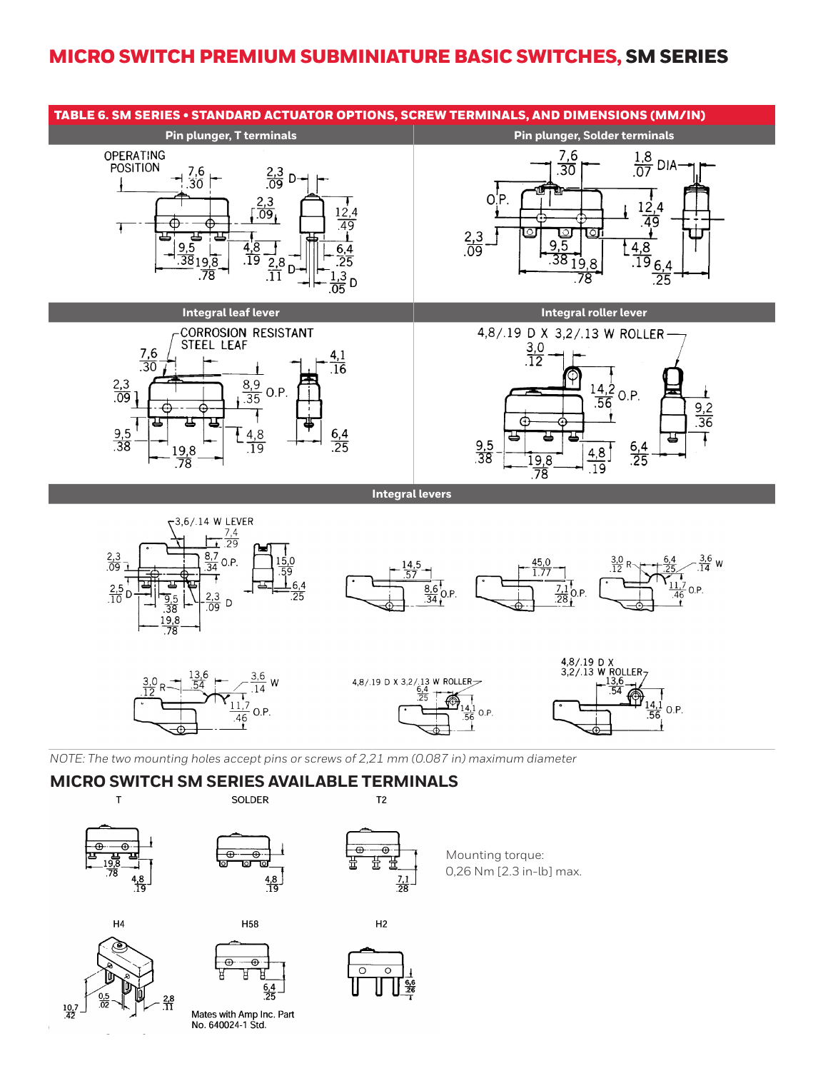## MICRO SWITCH PREMIUM SUBMINIATURE BASIC SWITCHES, SM SERIES

**TABLE 6. SM SERIES • STANDARD ACTUATOR OPTIONS, SCREW TERMINALS, AND DIMENSIONS (MM/IN)**

| Pin plunger, T terminals | Pin plunger, Solder terminals |
|---|---|
| OPERATING POSITION; 7,6/.30; 2,3/.09 D; 2,3/.09; 12,4/.49; 9,5/.38; 19,8/.78; 4,8/.19; 2,8/.11 D; 6,4/.25; 1,3/.05 D | 7,6/.30; 1,8/.07 DIA; O.P.; 12,4/.49; 2,3/.09; 9,5/.38; 19,8/.78; 4,8/.19; 6,4/.25 |

| Integral leaf lever | Integral roller lever |
|---|---|
| CORROSION RESISTANT STEEL LEAF; 7,6/.30; 4,1/.16; 2,3/.09; 8,9/.35 O.P.; 9,5/.38; 19,8/.78; 4,8/.19; 6,4/.25 | 4,8/.19 D X 3,2/.13 W ROLLER; 3,0/.12; 14,2/.56 O.P.; 9,2/.36; 9,5/.38; 19,8/.78; 4,8/.19; 6,4/.25 |

**Integral levers**

3,6/.14 W LEVER; 7,4/.29; 2,3/.09; 8,7/.34 O.P.; 15,0/.59; 6,4/.25; 2,5/.10 D; 9,5/.38; 2,3/.09 D; 19,8/.78

14,5/.57; 8,6/.34 O.P.

45,0/1.77; 7,1/.28 O.P.

3,0/.12 R; 6,4/.25; 3,6/.14 W; 11,7/.46 O.P.

3,0/.12 R; 13,6/.54; 3,6/.14 W; 11,7/.46 O.P.

4,8/.19 D X 3,2/.13 W ROLLER; 6,4/.25; 14,1/.56 O.P.

4,8/.19 D X 3,2/.13 W ROLLER; 13,6/.54; 14,1/.56 O.P.

*NOTE: The two mounting holes accept pins or screws of 2,21 mm (0.087 in) maximum diameter*

## MICRO SWITCH SM SERIES AVAILABLE TERMINALS

T: 19,8/.78; 4,8/.19

SOLDER: 4,8/.19

T2: 7,1/.28

Mounting torque:
0,26 Nm [2.3 in-lb] max.

H4: 10,7/.42; 0,5/.02; 2,8/.11

H58: 6,4/.25

Mates with Amp Inc. Part No. 640024-1 Std.

H2: 6,6/.26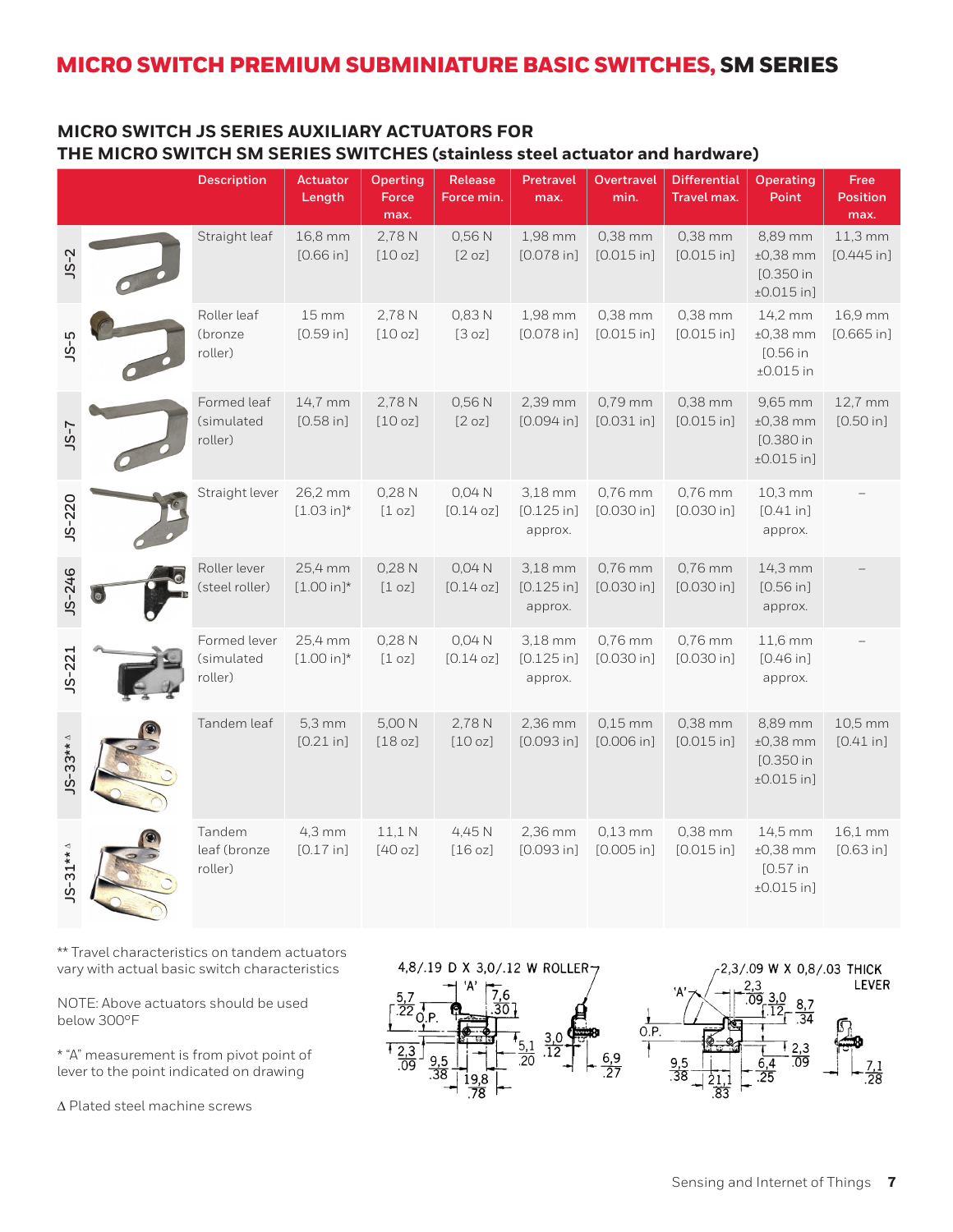# MICRO SWITCH PREMIUM SUBMINIATURE BASIC SWITCHES, SM SERIES

## MICRO SWITCH JS SERIES AUXILIARY ACTUATORS FOR THE MICRO SWITCH SM SERIES SWITCHES (stainless steel actuator and hardware)

| | Description | Actuator Length | Operting Force max. | Release Force min. | Pretravel max. | Overtravel min. | Differential Travel max. | Operating Point | Free Position max. |
|---|---|---|---|---|---|---|---|---|---|
| JS-2 | Straight leaf | 16,8 mm [0.66 in] | 2,78 N [10 oz] | 0,56 N [2 oz] | 1,98 mm [0.078 in] | 0,38 mm [0.015 in] | 0,38 mm [0.015 in] | 8,89 mm ±0,38 mm [0.350 in ±0.015 in] | 11,3 mm [0.445 in] |
| JS-5 | Roller leaf (bronze roller) | 15 mm [0.59 in] | 2,78 N [10 oz] | 0,83 N [3 oz] | 1,98 mm [0.078 in] | 0,38 mm [0.015 in] | 0,38 mm [0.015 in] | 14,2 mm ±0,38 mm [0.56 in ±0.015 in | 16,9 mm [0.665 in] |
| JS-7 | Formed leaf (simulated roller) | 14,7 mm [0.58 in] | 2,78 N [10 oz] | 0,56 N [2 oz] | 2,39 mm [0.094 in] | 0,79 mm [0.031 in] | 0,38 mm [0.015 in] | 9,65 mm ±0,38 mm [0.380 in ±0.015 in] | 12,7 mm [0.50 in] |
| JS-220 | Straight lever | 26,2 mm [1.03 in]* | 0,28 N [1 oz] | 0,04 N [0.14 oz] | 3,18 mm [0.125 in] approx. | 0,76 mm [0.030 in] | 0,76 mm [0.030 in] | 10,3 mm [0.41 in] approx. | – |
| JS-246 | Roller lever (steel roller) | 25,4 mm [1.00 in]* | 0,28 N [1 oz] | 0,04 N [0.14 oz] | 3,18 mm [0.125 in] approx. | 0,76 mm [0.030 in] | 0,76 mm [0.030 in] | 14,3 mm [0.56 in] approx. | – |
| JS-221 | Formed lever (simulated roller) | 25,4 mm [1.00 in]* | 0,28 N [1 oz] | 0,04 N [0.14 oz] | 3,18 mm [0.125 in] approx. | 0,76 mm [0.030 in] | 0,76 mm [0.030 in] | 11,6 mm [0.46 in] approx. | – |
| JS-33** Δ | Tandem leaf | 5,3 mm [0.21 in] | 5,00 N [18 oz] | 2,78 N [10 oz] | 2,36 mm [0.093 in] | 0,15 mm [0.006 in] | 0,38 mm [0.015 in] | 8,89 mm ±0,38 mm [0.350 in ±0.015 in] | 10,5 mm [0.41 in] |
| JS-31** Δ | Tandem leaf (bronze roller) | 4,3 mm [0.17 in] | 11,1 N [40 oz] | 4,45 N [16 oz] | 2,36 mm [0.093 in] | 0,13 mm [0.005 in] | 0,38 mm [0.015 in] | 14,5 mm ±0,38 mm [0.57 in ±0.015 in] | 16,1 mm [0.63 in] |

** Travel characteristics on tandem actuators vary with actual basic switch characteristics

NOTE: Above actuators should be used below 300°F

* "A" measurement is from pivot point of lever to the point indicated on drawing

Δ Plated steel machine screws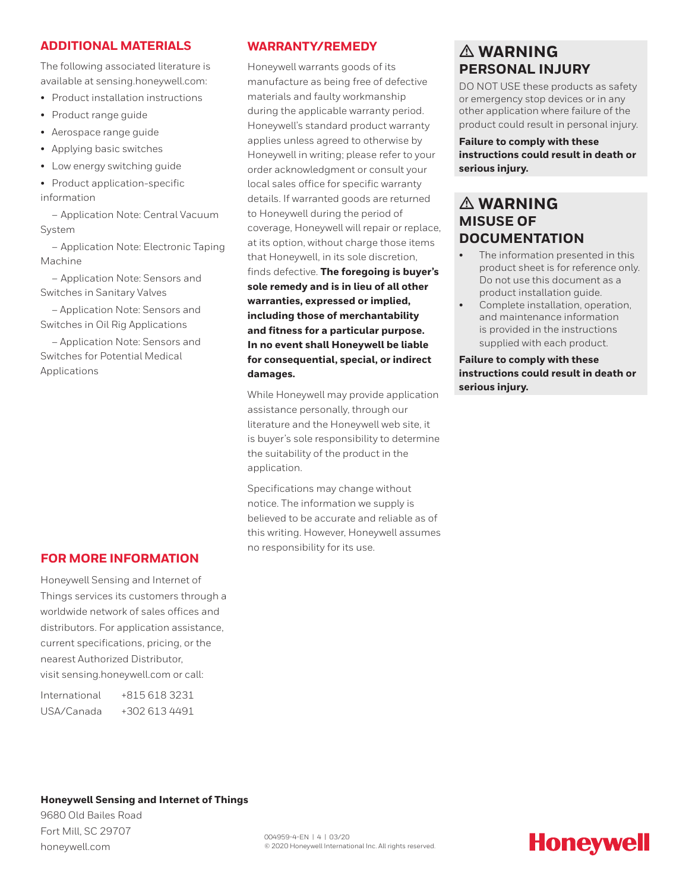## ADDITIONAL MATERIALS

The following associated literature is available at sensing.honeywell.com:

- Product installation instructions
- Product range guide
- Aerospace range guide
- Applying basic switches
- Low energy switching guide
- Product application-specific information
  - Application Note: Central Vacuum System
  - Application Note: Electronic Taping Machine
  - Application Note: Sensors and Switches in Sanitary Valves
  - Application Note: Sensors and Switches in Oil Rig Applications
  - Application Note: Sensors and Switches for Potential Medical Applications

## FOR MORE INFORMATION

Honeywell Sensing and Internet of Things services its customers through a worldwide network of sales offices and distributors. For application assistance, current specifications, pricing, or the nearest Authorized Distributor, visit sensing.honeywell.com or call:

| | |
|---|---|
| International | +815 618 3231 |
| USA/Canada | +302 613 4491 |

## WARRANTY/REMEDY

Honeywell warrants goods of its manufacture as being free of defective materials and faulty workmanship during the applicable warranty period. Honeywell's standard product warranty applies unless agreed to otherwise by Honeywell in writing; please refer to your order acknowledgment or consult your local sales office for specific warranty details. If warranted goods are returned to Honeywell during the period of coverage, Honeywell will repair or replace, at its option, without charge those items that Honeywell, in its sole discretion, finds defective. **The foregoing is buyer's sole remedy and is in lieu of all other warranties, expressed or implied, including those of merchantability and fitness for a particular purpose. In no event shall Honeywell be liable for consequential, special, or indirect damages.**

While Honeywell may provide application assistance personally, through our literature and the Honeywell web site, it is buyer's sole responsibility to determine the suitability of the product in the application.

Specifications may change without notice. The information we supply is believed to be accurate and reliable as of this writing. However, Honeywell assumes no responsibility for its use.

## ⚠ WARNING PERSONAL INJURY

DO NOT USE these products as safety or emergency stop devices or in any other application where failure of the product could result in personal injury.

**Failure to comply with these instructions could result in death or serious injury.**

## ⚠ WARNING MISUSE OF DOCUMENTATION

- The information presented in this product sheet is for reference only. Do not use this document as a product installation guide.
- Complete installation, operation, and maintenance information is provided in the instructions supplied with each product.

**Failure to comply with these instructions could result in death or serious injury.**

**Honeywell Sensing and Internet of Things**
9680 Old Bailes Road
Fort Mill, SC 29707
honeywell.com

004959-4-EN | 4 | 03/20
© 2020 Honeywell International Inc. All rights reserved.

Honeywell